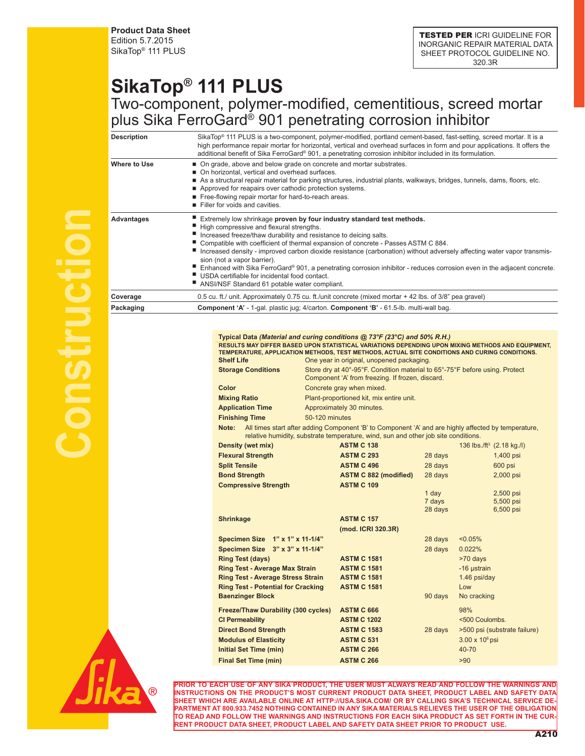**Product Data Sheet**
Edition 5.7.2015
SikaTop® 111 PLUS

**TESTED PER** ICRI GUIDELINE FOR INORGANIC REPAIR MATERIAL DATA SHEET PROTOCOL GUIDELINE NO. 320.3R

# SikaTop® 111 PLUS

## Two-component, polymer-modified, cementitious, screed mortar plus Sika FerroGard® 901 penetrating corrosion inhibitor

**Description**

SikaTop® 111 PLUS is a two-component, polymer-modified, portland cement-based, fast-setting, screed mortar. It is a high performance repair mortar for horizontal, vertical and overhead surfaces in form and pour applications. It offers the additional benefit of Sika FerroGard® 901, a penetrating corrosion inhibitor included in its formulation.

**Where to Use**

- On grade, above and below grade on concrete and mortar substrates.
- On horizontal, vertical and overhead surfaces.
- As a structural repair material for parking structures, industrial plants, walkways, bridges, tunnels, dams, floors, etc.
- Approved for reapairs over cathodic protection systems.
- Free-flowing repair mortar for hard-to-reach areas.
- Filler for voids and cavities.

**Advantages**

- Extremely low shrinkage **proven by four industry standard test methods.**
- High compressive and flexural strengths.
- Increased freeze/thaw durability and resistance to deicing salts.
- Compatible with coefficient of thermal expansion of concrete - Passes ASTM C 884.
- Increased density - improved carbon dioxide resistance (carbonation) without adversely affecting water vapor transmission (not a vapor barrier).
- Enhanced with Sika FerroGard® 901, a penetrating corrosion inhibitor - reduces corrosion even in the adjacent concrete.
- USDA certifiable for incidental food contact.
- ANSI/NSF Standard 61 potable water compliant.

**Coverage**

0.5 cu. ft./ unit. Approximately 0.75 cu. ft./unit concrete (mixed mortar + 42 lbs. of 3/8" pea gravel)

**Packaging**

**Component 'A'** - 1-gal. plastic jug; 4/carton. **Component 'B'** - 61.5-lb. multi-wall bag.

**Typical Data** ***(Material and curing conditions @ 73°F (23°C) and 50% R.H.)***

**RESULTS MAY DIFFER BASED UPON STATISTICAL VARIATIONS DEPENDING UPON MIXING METHODS AND EQUIPMENT, TEMPERATURE, APPLICATION METHODS, TEST METHODS, ACTUAL SITE CONDITIONS AND CURING CONDITIONS.**

| | |
|---|---|
| **Shelf Life** | One year in original, unopened packaging. |
| **Storage Conditions** | Store dry at 40°-95°F. Condition material to 65°-75°F before using. Protect Component 'A' from freezing. If frozen, discard. |
| **Color** | Concrete gray when mixed. |
| **Mixing Ratio** | Plant-proportioned kit, mix entire unit. |
| **Application Time** | Approximately 30 minutes. |
| **Finishing Time** | 50-120 minutes |

**Note:** All times start after adding Component 'B' to Component 'A' and are highly affected by temperature, relative humidity, substrate temperature, wind, sun and other job site conditions.

| Property | Test Method | Age | Result |
|---|---|---|---|
| **Density (wet mix)** | **ASTM C 138** | | 136 lbs./ft³ (2.18 kg./l) |
| **Flexural Strength** | **ASTM C 293** | 28 days | 1,400 psi |
| **Split Tensile** | **ASTM C 496** | 28 days | 600 psi |
| **Bond Strength** | **ASTM C 882 (modified)** | 28 days | 2,000 psi |
| **Compressive Strength** | **ASTM C 109** | | |
| | | 1 day | 2,500 psi |
| | | 7 days | 5,500 psi |
| | | 28 days | 6,500 psi |
| **Shrinkage** | **ASTM C 157** | | |
| | **(mod. ICRI 320.3R)** | | |
| **Specimen Size 1" x 1" x 11-1/4"** | | 28 days | <0.05% |
| **Specimen Size 3" x 3" x 11-1/4"** | | 28 days | 0.022% |
| **Ring Test (days)** | **ASTM C 1581** | | >70 days |
| **Ring Test - Average Max Strain** | **ASTM C 1581** | | -16 µstrain |
| **Ring Test - Average Stress Strain** | **ASTM C 1581** | | 1.46 psi/day |
| **Ring Test - Potential for Cracking** | **ASTM C 1581** | | Low |
| **Baenzinger Block** | | 90 days | No cracking |
| **Freeze/Thaw Durability (300 cycles)** | **ASTM C 666** | | 98% |
| **Cl Permeability** | **ASTM C 1202** | | <500 Coulombs. |
| **Direct Bond Strength** | **ASTM C 1583** | 28 days | >500 psi (substrate failure) |
| **Modulus of Elasticity** | **ASTM C 531** | | $3.00 \times 10^6$ psi |
| **Initial Set Time (min)** | **ASTM C 266** | | 40-70 |
| **Final Set Time (min)** | **ASTM C 266** | | >90 |

**PRIOR TO EACH USE OF ANY SIKA PRODUCT, THE USER MUST ALWAYS READ AND FOLLOW THE WARNINGS AND INSTRUCTIONS ON THE PRODUCT'S MOST CURRENT PRODUCT DATA SHEET, PRODUCT LABEL AND SAFETY DATA SHEET WHICH ARE AVAILABLE ONLINE AT HTTP://USA.SIKA.COM/ OR BY CALLING SIKA'S TECHNICAL SERVICE DEPARTMENT AT 800.933.7452 NOTHING CONTAINED IN ANY SIKA MATERIALS RELIEVES THE USER OF THE OBLIGATION TO READ AND FOLLOW THE WARNINGS AND INSTRUCTIONS FOR EACH SIKA PRODUCT AS SET FORTH IN THE CURRENT PRODUCT DATA SHEET, PRODUCT LABEL AND SAFETY DATA SHEET PRIOR TO PRODUCT USE.**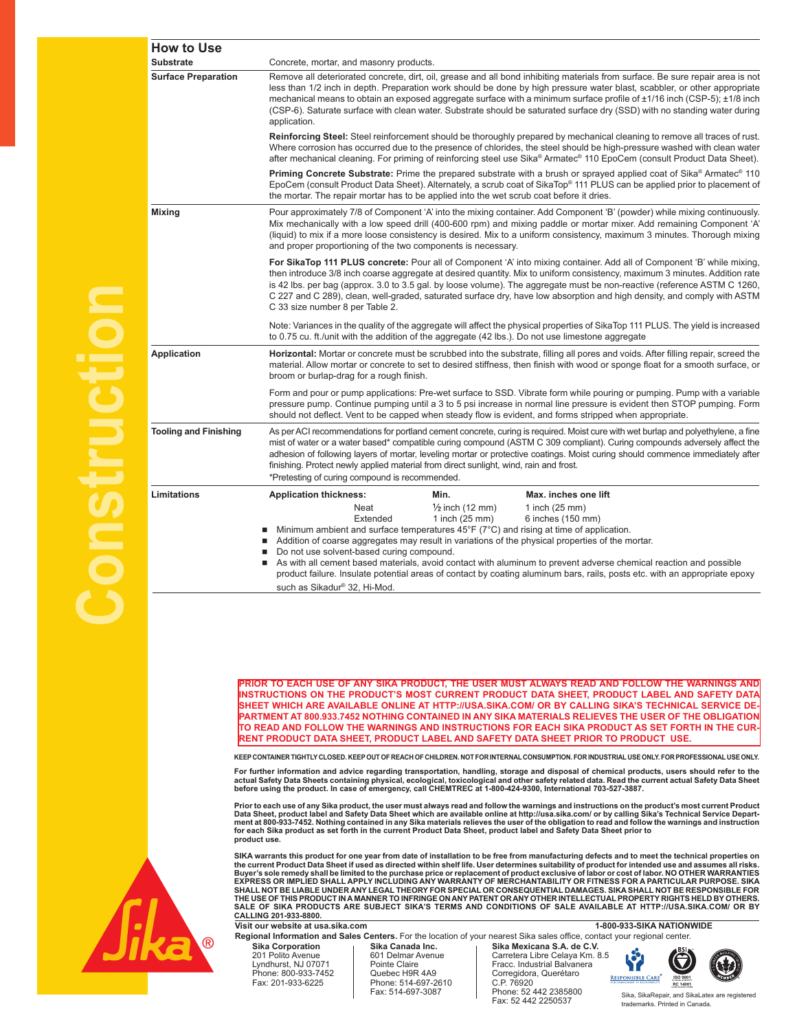## How to Use

| | |
|---|---|
| **Substrate** | Concrete, mortar, and masonry products. |
| **Surface Preparation** | Remove all deteriorated concrete, dirt, oil, grease and all bond inhibiting materials from surface. Be sure repair area is not less than 1/2 inch in depth. Preparation work should be done by high pressure water blast, scabbler, or other appropriate mechanical means to obtain an exposed aggregate surface with a minimum surface profile of ±1/16 inch (CSP-5); ±1/8 inch (CSP-6). Saturate surface with clean water. Substrate should be saturated surface dry (SSD) with no standing water during application.<br><br>**Reinforcing Steel:** Steel reinforcement should be thoroughly prepared by mechanical cleaning to remove all traces of rust. Where corrosion has occurred due to the presence of chlorides, the steel should be high-pressure washed with clean water after mechanical cleaning. For priming of reinforcing steel use Sika® Armatec® 110 EpoCem (consult Product Data Sheet).<br><br>**Priming Concrete Substrate:** Prime the prepared substrate with a brush or sprayed applied coat of Sika® Armatec® 110 EpoCem (consult Product Data Sheet). Alternately, a scrub coat of SikaTop® 111 PLUS can be applied prior to placement of the mortar. The repair mortar has to be applied into the wet scrub coat before it dries. |
| **Mixing** | Pour approximately 7/8 of Component 'A' into the mixing container. Add Component 'B' (powder) while mixing continuously. Mix mechanically with a low speed drill (400-600 rpm) and mixing paddle or mortar mixer. Add remaining Component 'A' (liquid) to mix if a more loose consistency is desired. Mix to a uniform consistency, maximum 3 minutes. Thorough mixing and proper proportioning of the two components is necessary.<br><br>**For SikaTop 111 PLUS concrete:** Pour all of Component 'A' into mixing container. Add all of Component 'B' while mixing, then introduce 3/8 inch coarse aggregate at desired quantity. Mix to uniform consistency, maximum 3 minutes. Addition rate is 42 lbs. per bag (approx. 3.0 to 3.5 gal. by loose volume). The aggregate must be non-reactive (reference ASTM C 1260, C 227 and C 289), clean, well-graded, saturated surface dry, have low absorption and high density, and comply with ASTM C 33 size number 8 per Table 2.<br><br>Note: Variances in the quality of the aggregate will affect the physical properties of SikaTop 111 PLUS. The yield is increased to 0.75 cu. ft./unit with the addition of the aggregate (42 lbs.). Do not use limestone aggregate |
| **Application** | **Horizontal:** Mortar or concrete must be scrubbed into the substrate, filling all pores and voids. After filling repair, screed the material. Allow mortar or concrete to set to desired stiffness, then finish with wood or sponge float for a smooth surface, or broom or burlap-drag for a rough finish.<br><br>Form and pour or pump applications: Pre-wet surface to SSD. Vibrate form while pouring or pumping. Pump with a variable pressure pump. Continue pumping until a 3 to 5 psi increase in normal line pressure is evident then STOP pumping. Form should not deflect. Vent to be capped when steady flow is evident, and forms stripped when appropriate. |
| **Tooling and Finishing** | As per ACI recommendations for portland cement concrete, curing is required. Moist cure with wet burlap and polyethylene, a fine mist of water or a water based* compatible curing compound (ASTM C 309 compliant). Curing compounds adversely affect the adhesion of following layers of mortar, leveling mortar or protective coatings. Moist curing should commence immediately after finishing. Protect newly applied material from direct sunlight, wind, rain and frost.<br>*Pretesting of curing compound is recommended. |

### Limitations

| Application thickness: | Min. | Max. inches one lift |
|---|---|---|
| Neat | ½ inch (12 mm) | 1 inch (25 mm) |
| Extended | 1 inch (25 mm) | 6 inches (150 mm) |

- Minimum ambient and surface temperatures 45°F (7°C) and rising at time of application.
- Addition of coarse aggregates may result in variations of the physical properties of the mortar.
- Do not use solvent-based curing compound.
- As with all cement based materials, avoid contact with aluminum to prevent adverse chemical reaction and possible product failure. Insulate potential areas of contact by coating aluminum bars, rails, posts etc. with an appropriate epoxy such as Sikadur® 32, Hi-Mod.

**PRIOR TO EACH USE OF ANY SIKA PRODUCT, THE USER MUST ALWAYS READ AND FOLLOW THE WARNINGS AND INSTRUCTIONS ON THE PRODUCT'S MOST CURRENT PRODUCT DATA SHEET, PRODUCT LABEL AND SAFETY DATA SHEET WHICH ARE AVAILABLE ONLINE AT HTTP://USA.SIKA.COM/ OR BY CALLING SIKA'S TECHNICAL SERVICE DEPARTMENT AT 800.933.7452 NOTHING CONTAINED IN ANY SIKA MATERIALS RELIEVES THE USER OF THE OBLIGATION TO READ AND FOLLOW THE WARNINGS AND INSTRUCTIONS FOR EACH SIKA PRODUCT AS SET FORTH IN THE CURRENT PRODUCT DATA SHEET, PRODUCT LABEL AND SAFETY DATA SHEET PRIOR TO PRODUCT USE.**

**KEEP CONTAINER TIGHTLY CLOSED. KEEP OUT OF REACH OF CHILDREN. NOT FOR INTERNAL CONSUMPTION. FOR INDUSTRIAL USE ONLY. FOR PROFESSIONAL USE ONLY.**

**For further information and advice regarding transportation, handling, storage and disposal of chemical products, users should refer to the actual Safety Data Sheets containing physical, ecological, toxicological and other safety related data. Read the current actual Safety Data Sheet before using the product. In case of emergency, call CHEMTREC at 1-800-424-9300, International 703-527-3887.**

**Prior to each use of any Sika product, the user must always read and follow the warnings and instructions on the product's most current Product Data Sheet, product label and Safety Data Sheet which are available online at http://usa.sika.com/ or by calling Sika's Technical Service Department at 800-933-7452. Nothing contained in any Sika materials relieves the user of the obligation to read and follow the warnings and instruction for each Sika product as set forth in the current Product Data Sheet, product label and Safety Data Sheet prior to product use.**

**SIKA warrants this product for one year from date of installation to be free from manufacturing defects and to meet the technical properties on the current Product Data Sheet if used as directed within shelf life. User determines suitability of product for intended use and assumes all risks. Buyer's sole remedy shall be limited to the purchase price or replacement of product exclusive of labor or cost of labor. NO OTHER WARRANTIES EXPRESS OR IMPLIED SHALL APPLY INCLUDING ANY WARRANTY OF MERCHANTABILITY OR FITNESS FOR A PARTICULAR PURPOSE. SIKA SHALL NOT BE LIABLE UNDER ANY LEGAL THEORY FOR SPECIAL OR CONSEQUENTIAL DAMAGES. SIKA SHALL NOT BE RESPONSIBLE FOR THE USE OF THIS PRODUCT IN A MANNER TO INFRINGE ON ANY PATENT OR ANY OTHER INTELLECTUAL PROPERTY RIGHTS HELD BY OTHERS. SALE OF SIKA PRODUCTS ARE SUBJECT SIKA'S TERMS AND CONDITIONS OF SALE AVAILABLE AT HTTP://USA.SIKA.COM/ OR BY CALLING 201-933-8800.**

**Visit our website at usa.sika.com** — **1-800-933-SIKA NATIONWIDE**

**Regional Information and Sales Centers.** For the location of your nearest Sika sales office, contact your regional center.

**Sika Corporation**
201 Polito Avenue
Lyndhurst, NJ 07071
Phone: 800-933-7452
Fax: 201-933-6225

**Sika Canada Inc.**
601 Delmar Avenue
Pointe Claire
Quebec H9R 4A9
Phone: 514-697-2610
Fax: 514-697-3087

**Sika Mexicana S.A. de C.V.**
Carretera Libre Celaya Km. 8.5
Fracc. Industrial Balvanera
Corregidora, Querétaro
C.P. 76920
Phone: 52 442 2385800
Fax: 52 442 2250537

Sika, SikaRepair, and SikaLatex are registered trademarks. Printed in Canada.